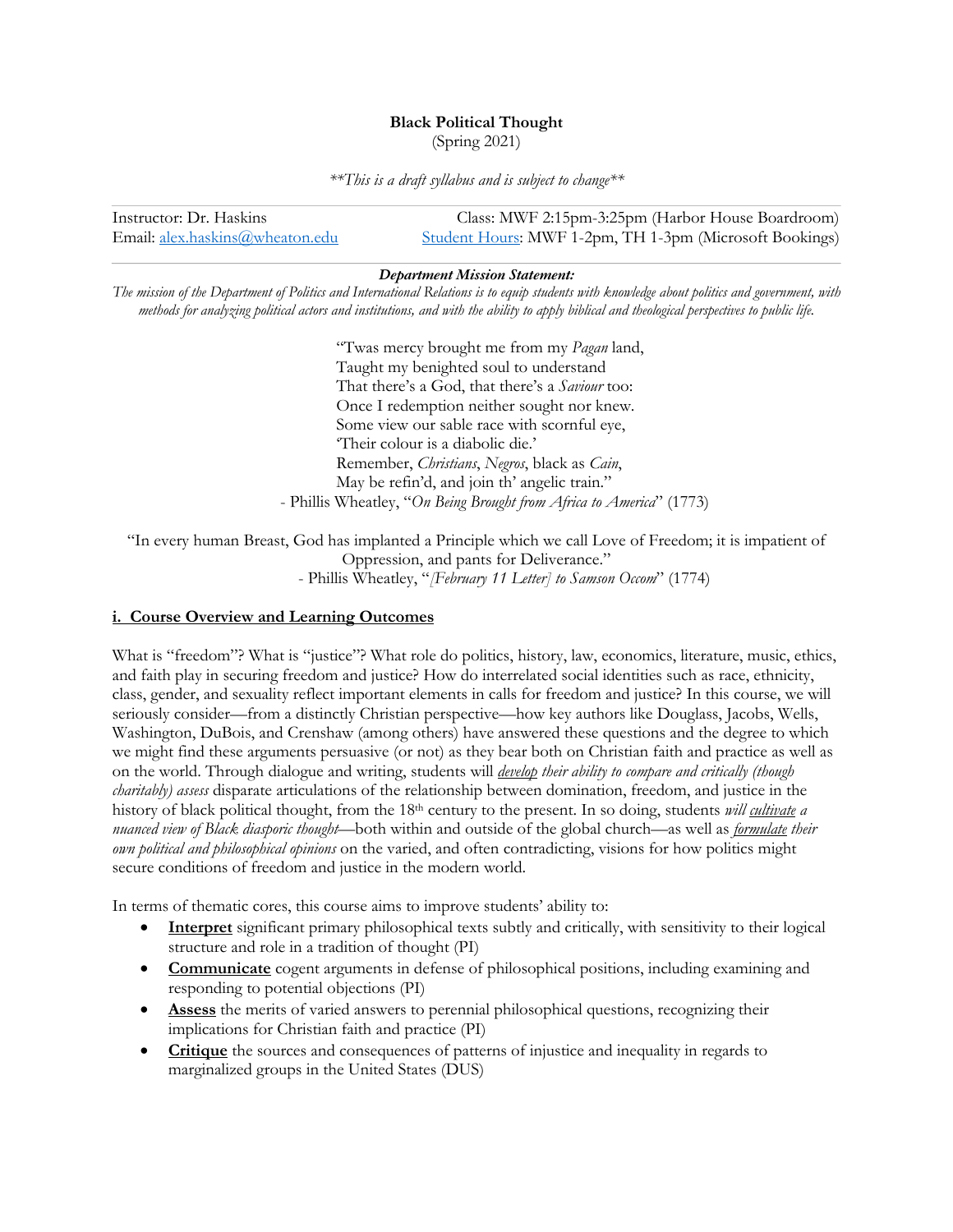**Black Political Thought**
(Spring 2021)

*\*\*This is a draft syllabus and is subject to change\*\**

---

Instructor: Dr. Haskins | Class: MWF 2:15pm-3:25pm (Harbor House Boardroom)
Email: [alex.haskins@wheaton.edu](mailto:alex.haskins@wheaton.edu) | [Student Hours](#): MWF 1-2pm, TH 1-3pm (Microsoft Bookings)

---

***Department Mission Statement:***

*The mission of the Department of Politics and International Relations is to equip students with knowledge about politics and government, with methods for analyzing political actors and institutions, and with the ability to apply biblical and theological perspectives to public life.*

> "Twas mercy brought me from my *Pagan* land,
> Taught my benighted soul to understand
> That there's a God, that there's a *Saviour* too:
> Once I redemption neither sought nor knew.
> Some view our sable race with scornful eye,
> 'Their colour is a diabolic die.'
> Remember, *Christians*, *Negros*, black as *Cain*,
> May be refin'd, and join th' angelic train."
>
> \- Phillis Wheatley, "*On Being Brought from Africa to America*" (1773)

> "In every human Breast, God has implanted a Principle which we call Love of Freedom; it is impatient of Oppression, and pants for Deliverance."
>
> \- Phillis Wheatley, "*[February 11 Letter] to Samson Occom*" (1774)

## i. Course Overview and Learning Outcomes

What is "freedom"? What is "justice"? What role do politics, history, law, economics, literature, music, ethics, and faith play in securing freedom and justice? How do interrelated social identities such as race, ethnicity, class, gender, and sexuality reflect important elements in calls for freedom and justice? In this course, we will seriously consider—from a distinctly Christian perspective—how key authors like Douglass, Jacobs, Wells, Washington, DuBois, and Crenshaw (among others) have answered these questions and the degree to which we might find these arguments persuasive (or not) as they bear both on Christian faith and practice as well as on the world. Through dialogue and writing, students will *develop their ability to compare and critically (though charitably) assess* disparate articulations of the relationship between domination, freedom, and justice in the history of black political thought, from the 18th century to the present. In so doing, students *will cultivate a nuanced view of Black diasporic thought*—both within and outside of the global church—as well as *formulate their own political and philosophical opinions* on the varied, and often contradicting, visions for how politics might secure conditions of freedom and justice in the modern world.

In terms of thematic cores, this course aims to improve students' ability to:

- **Interpret** significant primary philosophical texts subtly and critically, with sensitivity to their logical structure and role in a tradition of thought (PI)
- **Communicate** cogent arguments in defense of philosophical positions, including examining and responding to potential objections (PI)
- **Assess** the merits of varied answers to perennial philosophical questions, recognizing their implications for Christian faith and practice (PI)
- **Critique** the sources and consequences of patterns of injustice and inequality in regards to marginalized groups in the United States (DUS)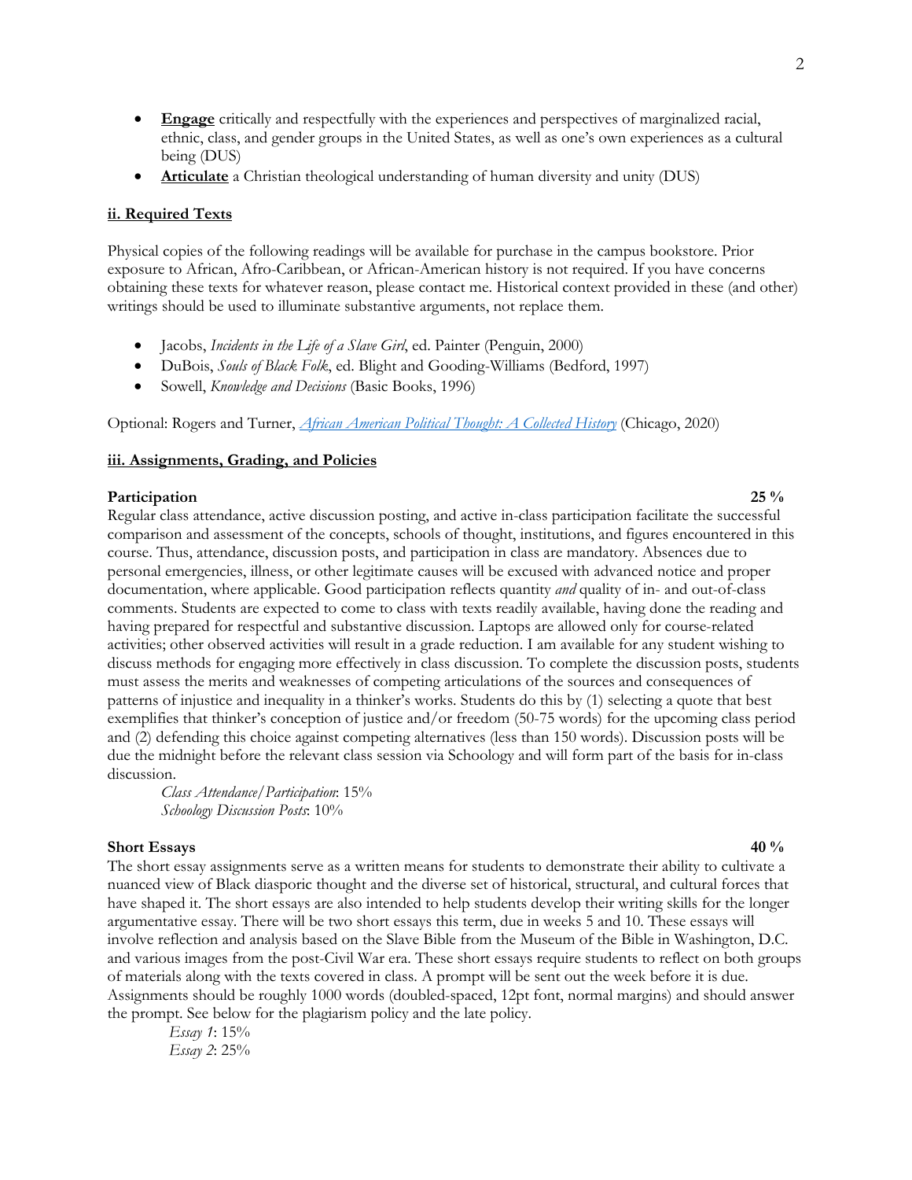- **Engage** critically and respectfully with the experiences and perspectives of marginalized racial, ethnic, class, and gender groups in the United States, as well as one's own experiences as a cultural being (DUS)
- **Articulate** a Christian theological understanding of human diversity and unity (DUS)

### ii. Required Texts

Physical copies of the following readings will be available for purchase in the campus bookstore. Prior exposure to African, Afro-Caribbean, or African-American history is not required. If you have concerns obtaining these texts for whatever reason, please contact me. Historical context provided in these (and other) writings should be used to illuminate substantive arguments, not replace them.

- Jacobs, *Incidents in the Life of a Slave Girl*, ed. Painter (Penguin, 2000)
- DuBois, *Souls of Black Folk*, ed. Blight and Gooding-Williams (Bedford, 1997)
- Sowell, *Knowledge and Decisions* (Basic Books, 1996)

Optional: Rogers and Turner, *African American Political Thought: A Collected History* (Chicago, 2020)

### iii. Assignments, Grading, and Policies

**Participation** **25 %**

Regular class attendance, active discussion posting, and active in-class participation facilitate the successful comparison and assessment of the concepts, schools of thought, institutions, and figures encountered in this course. Thus, attendance, discussion posts, and participation in class are mandatory. Absences due to personal emergencies, illness, or other legitimate causes will be excused with advanced notice and proper documentation, where applicable. Good participation reflects quantity *and* quality of in- and out-of-class comments. Students are expected to come to class with texts readily available, having done the reading and having prepared for respectful and substantive discussion. Laptops are allowed only for course-related activities; other observed activities will result in a grade reduction. I am available for any student wishing to discuss methods for engaging more effectively in class discussion. To complete the discussion posts, students must assess the merits and weaknesses of competing articulations of the sources and consequences of patterns of injustice and inequality in a thinker's works. Students do this by (1) selecting a quote that best exemplifies that thinker's conception of justice and/or freedom (50-75 words) for the upcoming class period and (2) defending this choice against competing alternatives (less than 150 words). Discussion posts will be due the midnight before the relevant class session via Schoology and will form part of the basis for in-class discussion.

*Class Attendance/Participation*: 15%
*Schoology Discussion Posts*: 10%

**Short Essays** **40 %**

The short essay assignments serve as a written means for students to demonstrate their ability to cultivate a nuanced view of Black diasporic thought and the diverse set of historical, structural, and cultural forces that have shaped it. The short essays are also intended to help students develop their writing skills for the longer argumentative essay. There will be two short essays this term, due in weeks 5 and 10. These essays will involve reflection and analysis based on the Slave Bible from the Museum of the Bible in Washington, D.C. and various images from the post-Civil War era. These short essays require students to reflect on both groups of materials along with the texts covered in class. A prompt will be sent out the week before it is due. Assignments should be roughly 1000 words (doubled-spaced, 12pt font, normal margins) and should answer the prompt. See below for the plagiarism policy and the late policy.

*Essay 1*: 15%
*Essay 2*: 25%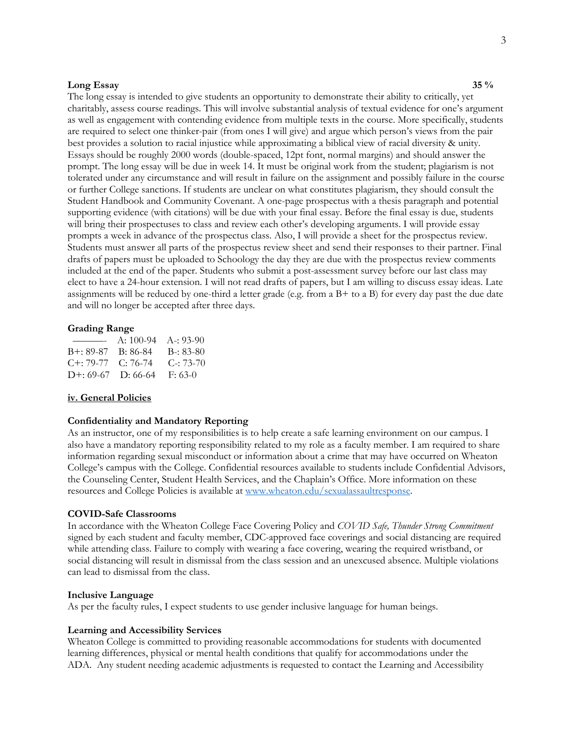**Long Essay** **35 %**

The long essay is intended to give students an opportunity to demonstrate their ability to critically, yet charitably, assess course readings. This will involve substantial analysis of textual evidence for one's argument as well as engagement with contending evidence from multiple texts in the course. More specifically, students are required to select one thinker-pair (from ones I will give) and argue which person's views from the pair best provides a solution to racial injustice while approximating a biblical view of racial diversity & unity. Essays should be roughly 2000 words (double-spaced, 12pt font, normal margins) and should answer the prompt. The long essay will be due in week 14. It must be original work from the student; plagiarism is not tolerated under any circumstance and will result in failure on the assignment and possibly failure in the course or further College sanctions. If students are unclear on what constitutes plagiarism, they should consult the Student Handbook and Community Covenant. A one-page prospectus with a thesis paragraph and potential supporting evidence (with citations) will be due with your final essay. Before the final essay is due, students will bring their prospectuses to class and review each other's developing arguments. I will provide essay prompts a week in advance of the prospectus class. Also, I will provide a sheet for the prospectus review. Students must answer all parts of the prospectus review sheet and send their responses to their partner. Final drafts of papers must be uploaded to Schoology the day they are due with the prospectus review comments included at the end of the paper. Students who submit a post-assessment survey before our last class may elect to have a 24-hour extension. I will not read drafts of papers, but I am willing to discuss essay ideas. Late assignments will be reduced by one-third a letter grade (e.g. from a B+ to a B) for every day past the due date and will no longer be accepted after three days.

**Grading Range**

| | | |
|---|---|---|
| ——— | A: 100-94 | A-: 93-90 |
| B+: 89-87 | B: 86-84 | B-: 83-80 |
| C+: 79-77 | C: 76-74 | C-: 73-70 |
| D+: 69-67 | D: 66-64 | F: 63-0 |

## iv. General Policies

**Confidentiality and Mandatory Reporting**

As an instructor, one of my responsibilities is to help create a safe learning environment on our campus. I also have a mandatory reporting responsibility related to my role as a faculty member. I am required to share information regarding sexual misconduct or information about a crime that may have occurred on Wheaton College's campus with the College. Confidential resources available to students include Confidential Advisors, the Counseling Center, Student Health Services, and the Chaplain's Office. More information on these resources and College Policies is available at www.wheaton.edu/sexualassaultresponse.

**COVID-Safe Classrooms**

In accordance with the Wheaton College Face Covering Policy and *COVID Safe, Thunder Strong Commitment* signed by each student and faculty member, CDC-approved face coverings and social distancing are required while attending class. Failure to comply with wearing a face covering, wearing the required wristband, or social distancing will result in dismissal from the class session and an unexcused absence. Multiple violations can lead to dismissal from the class.

**Inclusive Language**

As per the faculty rules, I expect students to use gender inclusive language for human beings.

**Learning and Accessibility Services**

Wheaton College is committed to providing reasonable accommodations for students with documented learning differences, physical or mental health conditions that qualify for accommodations under the ADA. Any student needing academic adjustments is requested to contact the Learning and Accessibility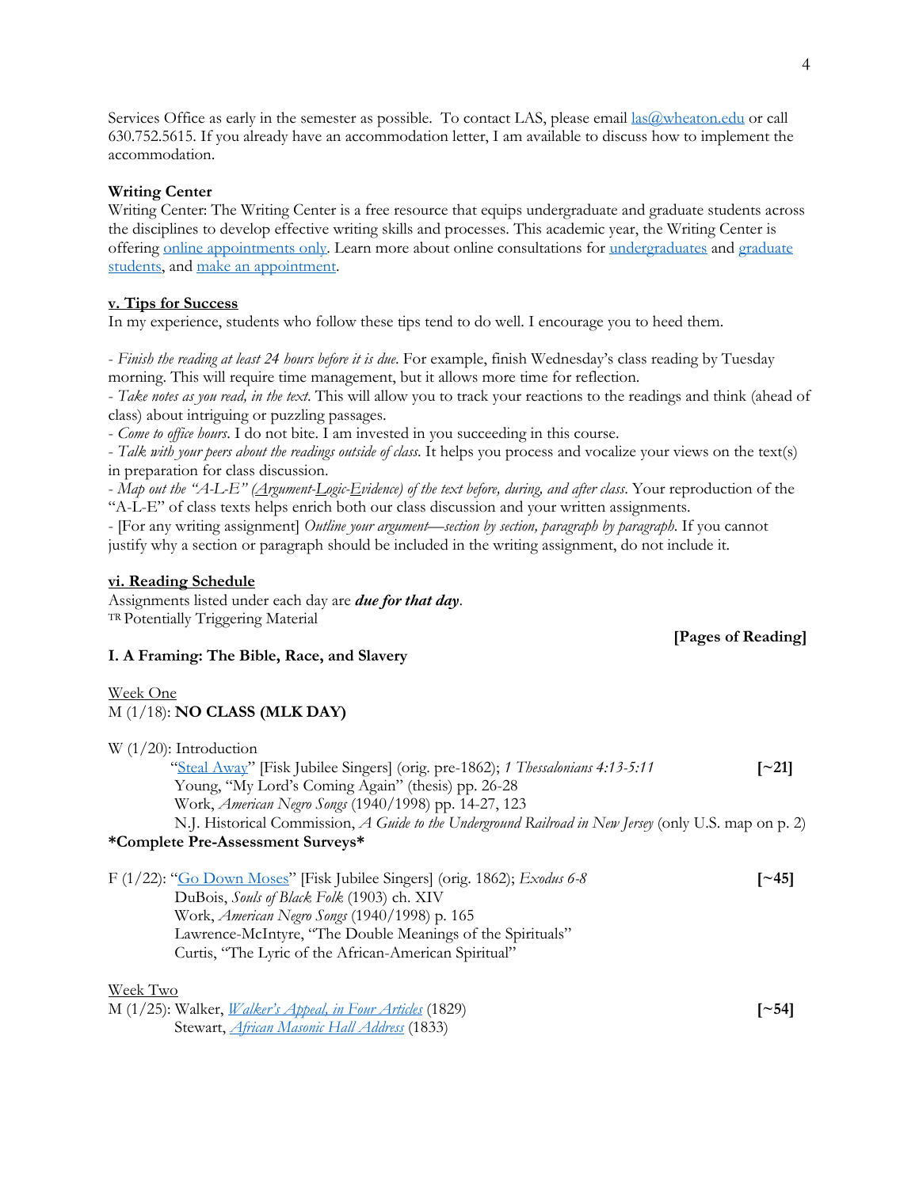Services Office as early in the semester as possible. To contact LAS, please email las@wheaton.edu or call 630.752.5615. If you already have an accommodation letter, I am available to discuss how to implement the accommodation.

**Writing Center**

Writing Center: The Writing Center is a free resource that equips undergraduate and graduate students across the disciplines to develop effective writing skills and processes. This academic year, the Writing Center is offering online appointments only. Learn more about online consultations for undergraduates and graduate students, and make an appointment.

## v. Tips for Success

In my experience, students who follow these tips tend to do well. I encourage you to heed them.

- *Finish the reading at least 24 hours before it is due.* For example, finish Wednesday's class reading by Tuesday morning. This will require time management, but it allows more time for reflection.
- *Take notes as you read, in the text.* This will allow you to track your reactions to the readings and think (ahead of class) about intriguing or puzzling passages.
- *Come to office hours.* I do not bite. I am invested in you succeeding in this course.
- *Talk with your peers about the readings outside of class.* It helps you process and vocalize your views on the text(s) in preparation for class discussion.
- *Map out the "A-L-E" (Argument-Logic-Evidence) of the text before, during, and after class.* Your reproduction of the "A-L-E" of class texts helps enrich both our class discussion and your written assignments.
- [For any writing assignment] *Outline your argument—section by section, paragraph by paragraph.* If you cannot justify why a section or paragraph should be included in the writing assignment, do not include it.

## vi. Reading Schedule

Assignments listed under each day are ***due for that day***.
TR Potentially Triggering Material

**[Pages of Reading]**

### I. A Framing: The Bible, Race, and Slavery

Week One
M (1/18): **NO CLASS (MLK DAY)**

W (1/20): Introduction
"Steal Away" [Fisk Jubilee Singers] (orig. pre-1862); *1 Thessalonians 4:13-5:11* **[~21]**
Young, "My Lord's Coming Again" (thesis) pp. 26-28
Work, *American Negro Songs* (1940/1998) pp. 14-27, 123
N.J. Historical Commission, *A Guide to the Underground Railroad in New Jersey* (only U.S. map on p. 2)
**\*Complete Pre-Assessment Surveys\***

F (1/22): "Go Down Moses" [Fisk Jubilee Singers] (orig. 1862); *Exodus 6-8* **[~45]**
DuBois, *Souls of Black Folk* (1903) ch. XIV
Work, *American Negro Songs* (1940/1998) p. 165
Lawrence-McIntyre, "The Double Meanings of the Spirituals"
Curtis, "The Lyric of the African-American Spiritual"

Week Two
M (1/25): Walker, *Walker's Appeal, in Four Articles* (1829) **[~54]**
Stewart, *African Masonic Hall Address* (1833)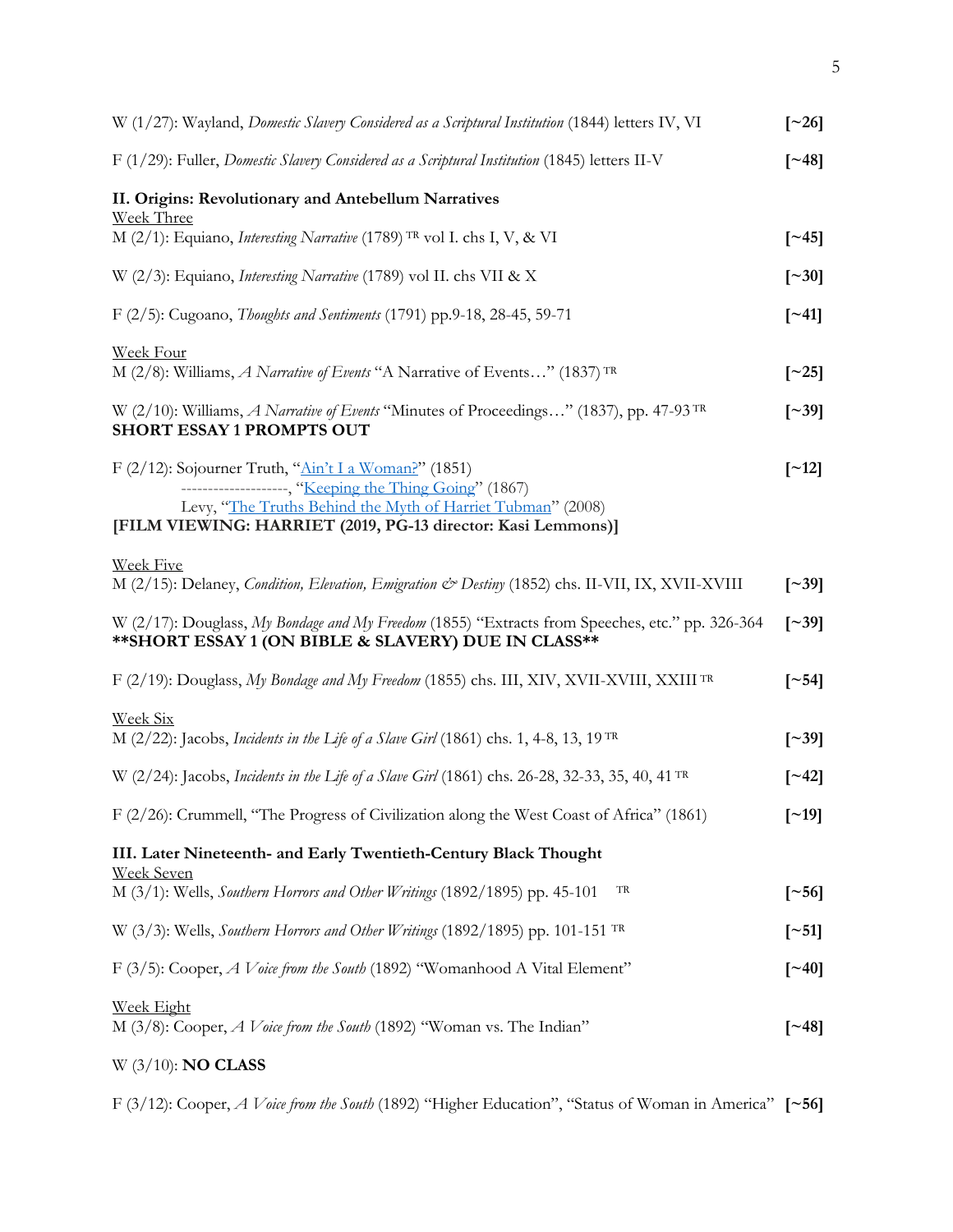W (1/27): Wayland, *Domestic Slavery Considered as a Scriptural Institution* (1844) letters IV, VI **[~26]**

F (1/29): Fuller, *Domestic Slavery Considered as a Scriptural Institution* (1845) letters II-V **[~48]**

**II. Origins: Revolutionary and Antebellum Narratives**

<u>Week Three</u>

M (2/1): Equiano, *Interesting Narrative* (1789) TR vol I. chs I, V, & VI **[~45]**

W (2/3): Equiano, *Interesting Narrative* (1789) vol II. chs VII & X **[~30]**

F (2/5): Cugoano, *Thoughts and Sentiments* (1791) pp.9-18, 28-45, 59-71 **[~41]**

<u>Week Four</u>

M (2/8): Williams, *A Narrative of Events* "A Narrative of Events…" (1837) TR **[~25]**

W (2/10): Williams, *A Narrative of Events* "Minutes of Proceedings…" (1837), pp. 47-93 TR **[~39]**
**SHORT ESSAY 1 PROMPTS OUT**

F (2/12): Sojourner Truth, "Ain't I a Woman?" (1851) **[~12]**
--------------------, "Keeping the Thing Going" (1867)
Levy, "The Truths Behind the Myth of Harriet Tubman" (2008)
**[FILM VIEWING: HARRIET (2019, PG-13 director: Kasi Lemmons)]**

<u>Week Five</u>

M (2/15): Delaney, *Condition, Elevation, Emigration & Destiny* (1852) chs. II-VII, IX, XVII-XVIII **[~39]**

W (2/17): Douglass, *My Bondage and My Freedom* (1855) "Extracts from Speeches, etc." pp. 326-364 **[~39]**
****SHORT ESSAY 1 (ON BIBLE & SLAVERY) DUE IN CLASS****

F (2/19): Douglass, *My Bondage and My Freedom* (1855) chs. III, XIV, XVII-XVIII, XXIII TR **[~54]**

<u>Week Six</u>

M (2/22): Jacobs, *Incidents in the Life of a Slave Girl* (1861) chs. 1, 4-8, 13, 19 TR **[~39]**

W (2/24): Jacobs, *Incidents in the Life of a Slave Girl* (1861) chs. 26-28, 32-33, 35, 40, 41 TR **[~42]**

F (2/26): Crummell, "The Progress of Civilization along the West Coast of Africa" (1861) **[~19]**

**III. Later Nineteenth- and Early Twentieth-Century Black Thought**

<u>Week Seven</u>

M (3/1): Wells, *Southern Horrors and Other Writings* (1892/1895) pp. 45-101 TR **[~56]**

W (3/3): Wells, *Southern Horrors and Other Writings* (1892/1895) pp. 101-151 TR **[~51]**

F (3/5): Cooper, *A Voice from the South* (1892) "Womanhood A Vital Element" **[~40]**

<u>Week Eight</u>

M (3/8): Cooper, *A Voice from the South* (1892) "Woman vs. The Indian" **[~48]**

W (3/10): **NO CLASS**

F (3/12): Cooper, *A Voice from the South* (1892) "Higher Education", "Status of Woman in America" **[~56]**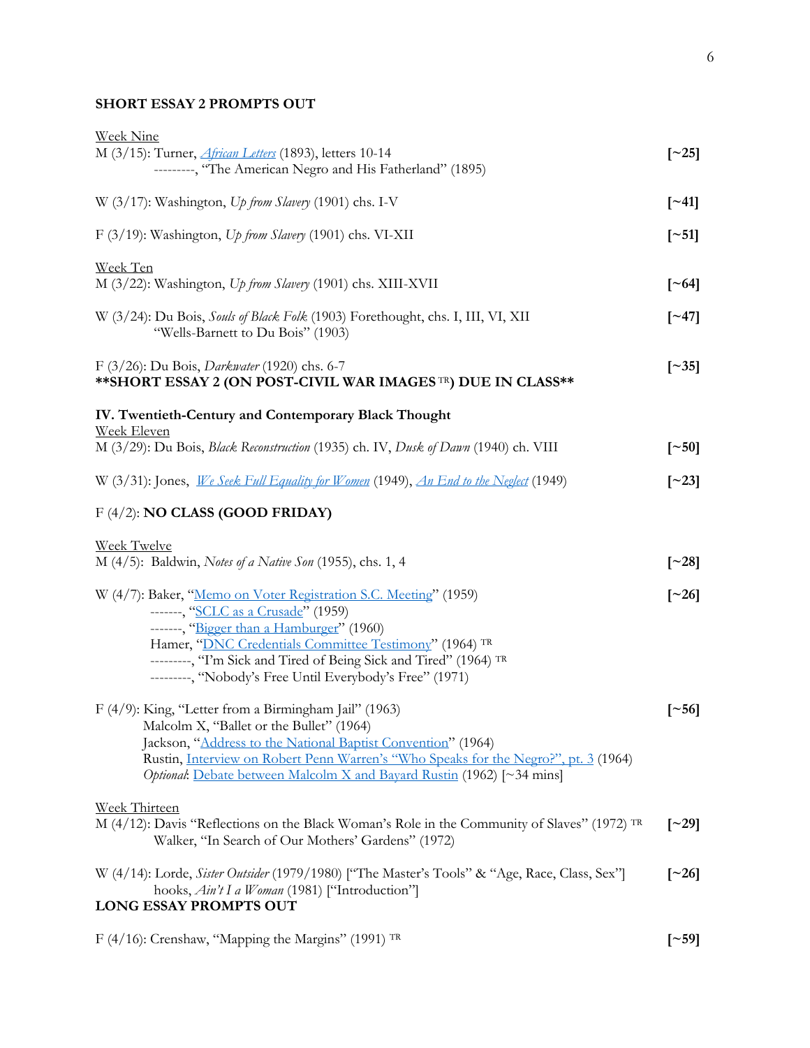**SHORT ESSAY 2 PROMPTS OUT**

Week Nine

M (3/15): Turner, *African Letters* (1893), letters 10-14 **[~25]**
---------, "The American Negro and His Fatherland" (1895)

W (3/17): Washington, *Up from Slavery* (1901) chs. I-V **[~41]**

F (3/19): Washington, *Up from Slavery* (1901) chs. VI-XII **[~51]**

Week Ten

M (3/22): Washington, *Up from Slavery* (1901) chs. XIII-XVII **[~64]**

W (3/24): Du Bois, *Souls of Black Folk* (1903) Forethought, chs. I, III, VI, XII **[~47]**
"Wells-Barnett to Du Bois" (1903)

F (3/26): Du Bois, *Darkwater* (1920) chs. 6-7 **[~35]**
**SHORT ESSAY 2 (ON POST-CIVIL WAR IMAGES TR) DUE IN CLASS**

**IV. Twentieth-Century and Contemporary Black Thought**

Week Eleven

M (3/29): Du Bois, *Black Reconstruction* (1935) ch. IV, *Dusk of Dawn* (1940) ch. VIII **[~50]**

W (3/31): Jones, *We Seek Full Equality for Women* (1949), *An End to the Neglect* (1949) **[~23]**

F (4/2): **NO CLASS (GOOD FRIDAY)**

Week Twelve

M (4/5): Baldwin, *Notes of a Native Son* (1955), chs. 1, 4 **[~28]**

W (4/7): Baker, "Memo on Voter Registration S.C. Meeting" (1959) **[~26]**
-------, "SCLC as a Crusade" (1959)
-------, "Bigger than a Hamburger" (1960)
Hamer, "DNC Credentials Committee Testimony" (1964) TR
---------, "I'm Sick and Tired of Being Sick and Tired" (1964) TR
---------, "Nobody's Free Until Everybody's Free" (1971)

F (4/9): King, "Letter from a Birmingham Jail" (1963) **[~56]**
Malcolm X, "Ballet or the Bullet" (1964)
Jackson, "Address to the National Baptist Convention" (1964)
Rustin, Interview on Robert Penn Warren's "Who Speaks for the Negro?", pt. 3 (1964)
*Optional*: Debate between Malcolm X and Bayard Rustin (1962) [~34 mins]

Week Thirteen

M (4/12): Davis "Reflections on the Black Woman's Role in the Community of Slaves" (1972) TR **[~29]**
Walker, "In Search of Our Mothers' Gardens" (1972)

W (4/14): Lorde, *Sister Outsider* (1979/1980) ["The Master's Tools" & "Age, Race, Class, Sex"] **[~26]**
hooks, *Ain't I a Woman* (1981) ["Introduction"]
**LONG ESSAY PROMPTS OUT**

F (4/16): Crenshaw, "Mapping the Margins" (1991) TR **[~59]**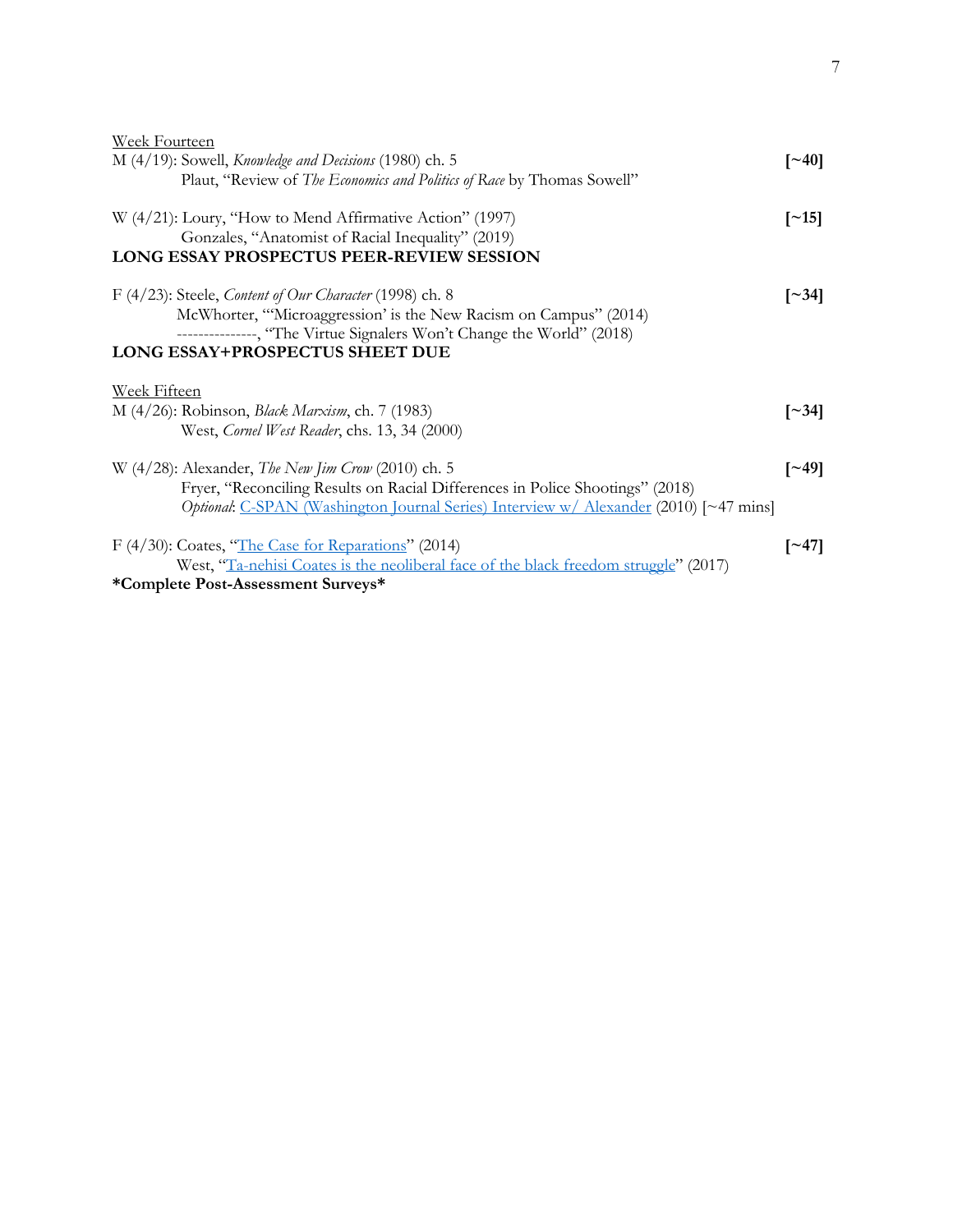Week Fourteen

M (4/19): Sowell, *Knowledge and Decisions* (1980) ch. 5 **[~40]**
Plaut, "Review of *The Economics and Politics of Race* by Thomas Sowell"

W (4/21): Loury, "How to Mend Affirmative Action" (1997) **[~15]**
Gonzales, "Anatomist of Racial Inequality" (2019)
**LONG ESSAY PROSPECTUS PEER-REVIEW SESSION**

F (4/23): Steele, *Content of Our Character* (1998) ch. 8 **[~34]**
McWhorter, "'Microaggression' is the New Racism on Campus" (2014)
---------------, "The Virtue Signalers Won't Change the World" (2018)
**LONG ESSAY+PROSPECTUS SHEET DUE**

Week Fifteen

M (4/26): Robinson, *Black Marxism*, ch. 7 (1983) **[~34]**
West, *Cornel West Reader*, chs. 13, 34 (2000)

W (4/28): Alexander, *The New Jim Crow* (2010) ch. 5 **[~49]**
Fryer, "Reconciling Results on Racial Differences in Police Shootings" (2018)
*Optional*: C-SPAN (Washington Journal Series) Interview w/ Alexander (2010) [~47 mins]

F (4/30): Coates, "The Case for Reparations" (2014) **[~47]**
West, "Ta-nehisi Coates is the neoliberal face of the black freedom struggle" (2017)
***Complete Post-Assessment Surveys***